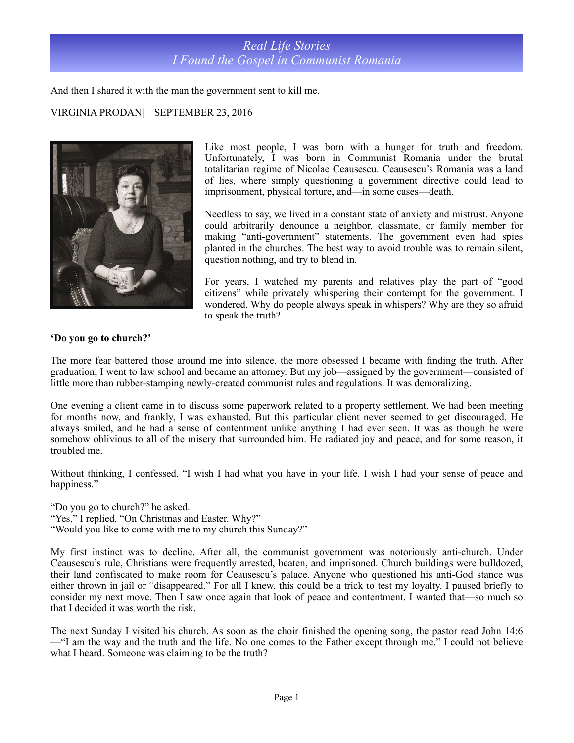# Real Life Stories
# I Found the Gospel in Communist Romania

And then I shared it with the man the government sent to kill me.

VIRGINIA PRODAN| SEPTEMBER 23, 2016

Like most people, I was born with a hunger for truth and freedom. Unfortunately, I was born in Communist Romania under the brutal totalitarian regime of Nicolae Ceausescu. Ceausescu's Romania was a land of lies, where simply questioning a government directive could lead to imprisonment, physical torture, and—in some cases—death.

Needless to say, we lived in a constant state of anxiety and mistrust. Anyone could arbitrarily denounce a neighbor, classmate, or family member for making "anti-government" statements. The government even had spies planted in the churches. The best way to avoid trouble was to remain silent, question nothing, and try to blend in.

For years, I watched my parents and relatives play the part of "good citizens" while privately whispering their contempt for the government. I wondered, Why do people always speak in whispers? Why are they so afraid to speak the truth?

**'Do you go to church?'**

The more fear battered those around me into silence, the more obsessed I became with finding the truth. After graduation, I went to law school and became an attorney. But my job—assigned by the government—consisted of little more than rubber-stamping newly-created communist rules and regulations. It was demoralizing.

One evening a client came in to discuss some paperwork related to a property settlement. We had been meeting for months now, and frankly, I was exhausted. But this particular client never seemed to get discouraged. He always smiled, and he had a sense of contentment unlike anything I had ever seen. It was as though he were somehow oblivious to all of the misery that surrounded him. He radiated joy and peace, and for some reason, it troubled me.

Without thinking, I confessed, "I wish I had what you have in your life. I wish I had your sense of peace and happiness."

"Do you go to church?" he asked.
"Yes," I replied. "On Christmas and Easter. Why?"
"Would you like to come with me to my church this Sunday?"

My first instinct was to decline. After all, the communist government was notoriously anti-church. Under Ceausescu's rule, Christians were frequently arrested, beaten, and imprisoned. Church buildings were bulldozed, their land confiscated to make room for Ceausescu's palace. Anyone who questioned his anti-God stance was either thrown in jail or "disappeared." For all I knew, this could be a trick to test my loyalty. I paused briefly to consider my next move. Then I saw once again that look of peace and contentment. I wanted that—so much so that I decided it was worth the risk.

The next Sunday I visited his church. As soon as the choir finished the opening song, the pastor read John 14:6—"I am the way and the truth and the life. No one comes to the Father except through me." I could not believe what I heard. Someone was claiming to be the truth?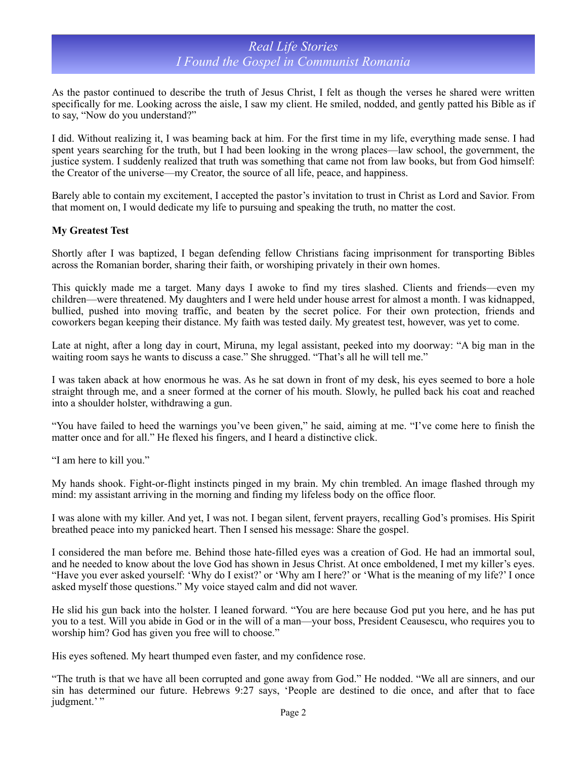As the pastor continued to describe the truth of Jesus Christ, I felt as though the verses he shared were written specifically for me. Looking across the aisle, I saw my client. He smiled, nodded, and gently patted his Bible as if to say, "Now do you understand?"

I did. Without realizing it, I was beaming back at him. For the first time in my life, everything made sense. I had spent years searching for the truth, but I had been looking in the wrong places—law school, the government, the justice system. I suddenly realized that truth was something that came not from law books, but from God himself: the Creator of the universe—my Creator, the source of all life, peace, and happiness.

Barely able to contain my excitement, I accepted the pastor's invitation to trust in Christ as Lord and Savior. From that moment on, I would dedicate my life to pursuing and speaking the truth, no matter the cost.

**My Greatest Test**

Shortly after I was baptized, I began defending fellow Christians facing imprisonment for transporting Bibles across the Romanian border, sharing their faith, or worshiping privately in their own homes.

This quickly made me a target. Many days I awoke to find my tires slashed. Clients and friends—even my children—were threatened. My daughters and I were held under house arrest for almost a month. I was kidnapped, bullied, pushed into moving traffic, and beaten by the secret police. For their own protection, friends and coworkers began keeping their distance. My faith was tested daily. My greatest test, however, was yet to come.

Late at night, after a long day in court, Miruna, my legal assistant, peeked into my doorway: "A big man in the waiting room says he wants to discuss a case." She shrugged. "That's all he will tell me."

I was taken aback at how enormous he was. As he sat down in front of my desk, his eyes seemed to bore a hole straight through me, and a sneer formed at the corner of his mouth. Slowly, he pulled back his coat and reached into a shoulder holster, withdrawing a gun.

"You have failed to heed the warnings you've been given," he said, aiming at me. "I've come here to finish the matter once and for all." He flexed his fingers, and I heard a distinctive click.

"I am here to kill you."

My hands shook. Fight-or-flight instincts pinged in my brain. My chin trembled. An image flashed through my mind: my assistant arriving in the morning and finding my lifeless body on the office floor.

I was alone with my killer. And yet, I was not. I began silent, fervent prayers, recalling God's promises. His Spirit breathed peace into my panicked heart. Then I sensed his message: Share the gospel.

I considered the man before me. Behind those hate-filled eyes was a creation of God. He had an immortal soul, and he needed to know about the love God has shown in Jesus Christ. At once emboldened, I met my killer's eyes. "Have you ever asked yourself: 'Why do I exist?' or 'Why am I here?' or 'What is the meaning of my life?' I once asked myself those questions." My voice stayed calm and did not waver.

He slid his gun back into the holster. I leaned forward. "You are here because God put you here, and he has put you to a test. Will you abide in God or in the will of a man—your boss, President Ceausescu, who requires you to worship him? God has given you free will to choose."

His eyes softened. My heart thumped even faster, and my confidence rose.

"The truth is that we have all been corrupted and gone away from God." He nodded. "We all are sinners, and our sin has determined our future. Hebrews 9:27 says, 'People are destined to die once, and after that to face judgment.' "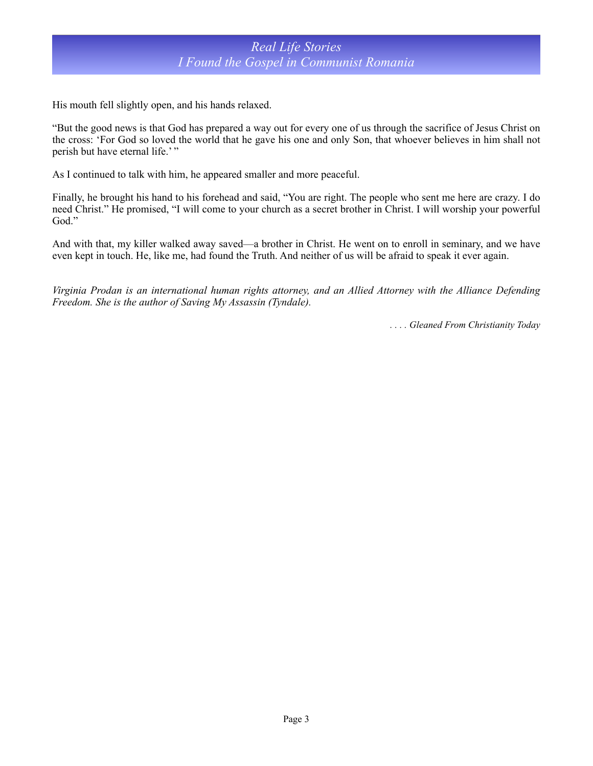His mouth fell slightly open, and his hands relaxed.

"But the good news is that God has prepared a way out for every one of us through the sacrifice of Jesus Christ on the cross: 'For God so loved the world that he gave his one and only Son, that whoever believes in him shall not perish but have eternal life.' "

As I continued to talk with him, he appeared smaller and more peaceful.

Finally, he brought his hand to his forehead and said, "You are right. The people who sent me here are crazy. I do need Christ." He promised, "I will come to your church as a secret brother in Christ. I will worship your powerful God."

And with that, my killer walked away saved—a brother in Christ. He went on to enroll in seminary, and we have even kept in touch. He, like me, had found the Truth. And neither of us will be afraid to speak it ever again.

*Virginia Prodan is an international human rights attorney, and an Allied Attorney with the Alliance Defending Freedom. She is the author of Saving My Assassin (Tyndale).*

*. . . . Gleaned From Christianity Today*